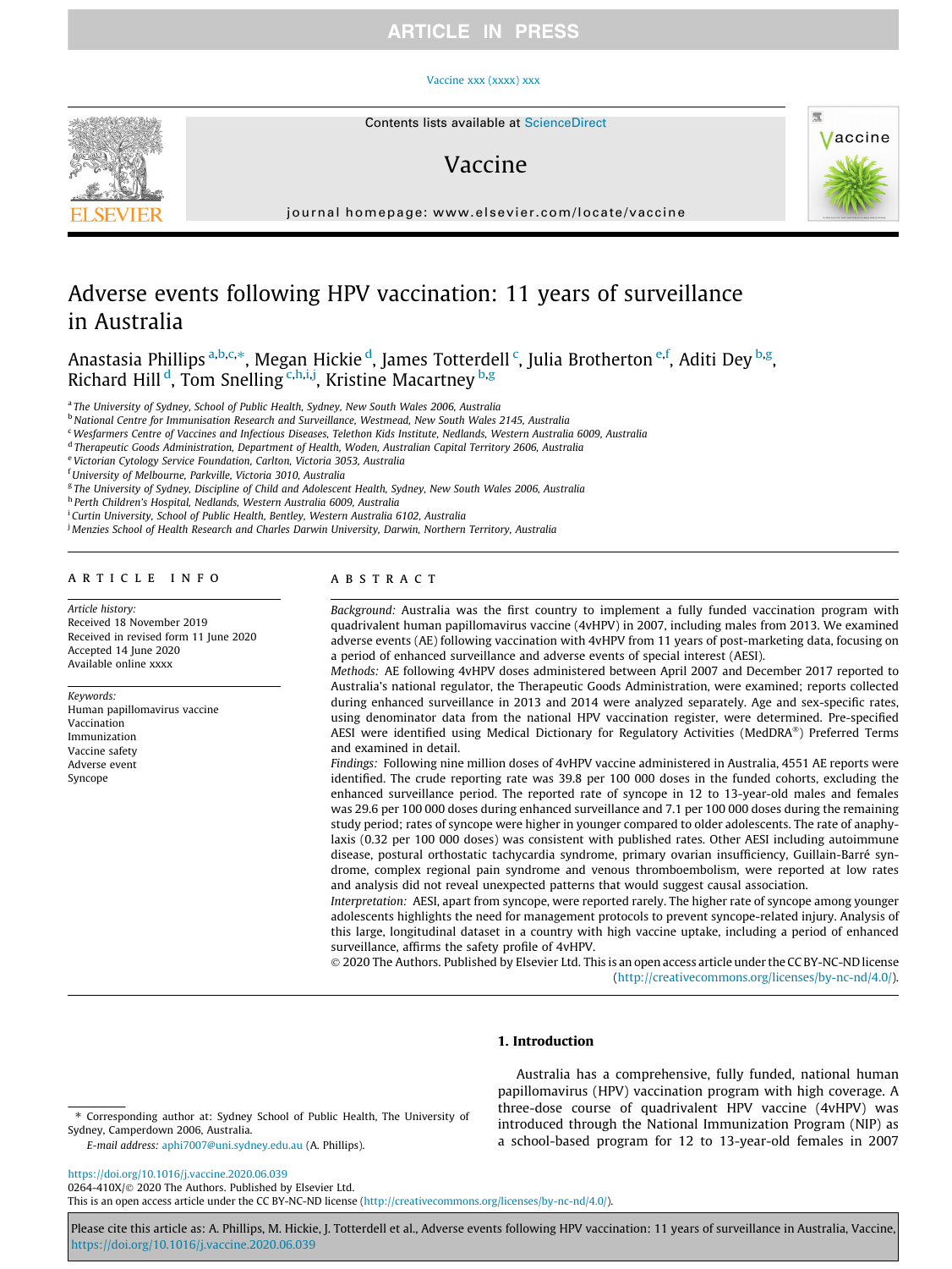# Adverse events following HPV vaccination: 11 years of surveillance in Australia

Anastasia Phillips[a,b,c,*], Megan Hickie[d], James Totterdell[c], Julia Brotherton[e,f], Aditi Dey[b,g], Richard Hill[d], Tom Snelling[c,h,i,j], Kristine Macartney[b,g]

[a] The University of Sydney, School of Public Health, Sydney, New South Wales 2006, Australia
[b] National Centre for Immunisation Research and Surveillance, Westmead, New South Wales 2145, Australia
[c] Wesfarmers Centre of Vaccines and Infectious Diseases, Telethon Kids Institute, Nedlands, Western Australia 6009, Australia
[d] Therapeutic Goods Administration, Department of Health, Woden, Australian Capital Territory 2606, Australia
[e] Victorian Cytology Service Foundation, Carlton, Victoria 3053, Australia
[f] University of Melbourne, Parkville, Victoria 3010, Australia
[g] The University of Sydney, Discipline of Child and Adolescent Health, Sydney, New South Wales 2006, Australia
[h] Perth Children's Hospital, Nedlands, Western Australia 6009, Australia
[i] Curtin University, School of Public Health, Bentley, Western Australia 6102, Australia
[j] Menzies School of Health Research and Charles Darwin University, Darwin, Northern Territory, Australia

## ARTICLE INFO

*Article history:*
Received 18 November 2019
Received in revised form 11 June 2020
Accepted 14 June 2020
Available online xxxx

*Keywords:*
Human papillomavirus vaccine
Vaccination
Immunization
Vaccine safety
Adverse event
Syncope

## ABSTRACT

*Background:* Australia was the first country to implement a fully funded vaccination program with quadrivalent human papillomavirus vaccine (4vHPV) in 2007, including males from 2013. We examined adverse events (AE) following vaccination with 4vHPV from 11 years of post-marketing data, focusing on a period of enhanced surveillance and adverse events of special interest (AESI).

*Methods:* AE following 4vHPV doses administered between April 2007 and December 2017 reported to Australia's national regulator, the Therapeutic Goods Administration, were examined; reports collected during enhanced surveillance in 2013 and 2014 were analyzed separately. Age and sex-specific rates, using denominator data from the national HPV vaccination register, were determined. Pre-specified AESI were identified using Medical Dictionary for Regulatory Activities (MedDRA®) Preferred Terms and examined in detail.

*Findings:* Following nine million doses of 4vHPV vaccine administered in Australia, 4551 AE reports were identified. The crude reporting rate was 39.8 per 100 000 doses in the funded cohorts, excluding the enhanced surveillance period. The reported rate of syncope in 12 to 13-year-old males and females was 29.6 per 100 000 doses during enhanced surveillance and 7.1 per 100 000 doses during the remaining study period; rates of syncope were higher in younger compared to older adolescents. The rate of anaphylaxis (0.32 per 100 000 doses) was consistent with published rates. Other AESI including autoimmune disease, postural orthostatic tachycardia syndrome, primary ovarian insufficiency, Guillain-Barré syndrome, complex regional pain syndrome and venous thromboembolism, were reported at low rates and analysis did not reveal unexpected patterns that would suggest causal association.

*Interpretation:* AESI, apart from syncope, were reported rarely. The higher rate of syncope among younger adolescents highlights the need for management protocols to prevent syncope-related injury. Analysis of this large, longitudinal dataset in a country with high vaccine uptake, including a period of enhanced surveillance, affirms the safety profile of 4vHPV.

© 2020 The Authors. Published by Elsevier Ltd. This is an open access article under the CC BY-NC-ND license (http://creativecommons.org/licenses/by-nc-nd/4.0/).

## 1. Introduction

Australia has a comprehensive, fully funded, national human papillomavirus (HPV) vaccination program with high coverage. A three-dose course of quadrivalent HPV vaccine (4vHPV) was introduced through the National Immunization Program (NIP) as a school-based program for 12 to 13-year-old females in 2007

\* Corresponding author at: Sydney School of Public Health, The University of Sydney, Camperdown 2006, Australia.
*E-mail address:* aphi7007@uni.sydney.edu.au (A. Phillips).

https://doi.org/10.1016/j.vaccine.2020.06.039
0264-410X/© 2020 The Authors. Published by Elsevier Ltd.
This is an open access article under the CC BY-NC-ND license (http://creativecommons.org/licenses/by-nc-nd/4.0/).

Please cite this article as: A. Phillips, M. Hickie, J. Totterdell et al., Adverse events following HPV vaccination: 11 years of surveillance in Australia, Vaccine, https://doi.org/10.1016/j.vaccine.2020.06.039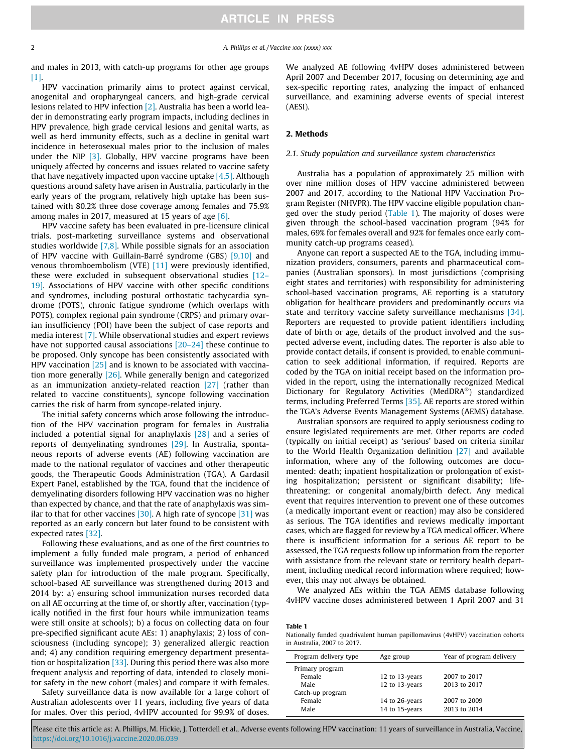and males in 2013, with catch-up programs for other age groups [1].

HPV vaccination primarily aims to protect against cervical, anogenital and oropharyngeal cancers, and high-grade cervical lesions related to HPV infection [2]. Australia has been a world leader in demonstrating early program impacts, including declines in HPV prevalence, high grade cervical lesions and genital warts, as well as herd immunity effects, such as a decline in genital wart incidence in heterosexual males prior to the inclusion of males under the NIP [3]. Globally, HPV vaccine programs have been uniquely affected by concerns and issues related to vaccine safety that have negatively impacted upon vaccine uptake [4,5]. Although questions around safety have arisen in Australia, particularly in the early years of the program, relatively high uptake has been sustained with 80.2% three dose coverage among females and 75.9% among males in 2017, measured at 15 years of age [6].

HPV vaccine safety has been evaluated in pre-licensure clinical trials, post-marketing surveillance systems and observational studies worldwide [7,8]. While possible signals for an association of HPV vaccine with Guillain-Barré syndrome (GBS) [9,10] and venous thromboembolism (VTE) [11] were previously identified, these were excluded in subsequent observational studies [12–19]. Associations of HPV vaccine with other specific conditions and syndromes, including postural orthostatic tachycardia syndrome (POTS), chronic fatigue syndrome (which overlaps with POTS), complex regional pain syndrome (CRPS) and primary ovarian insufficiency (POI) have been the subject of case reports and media interest [7]. While observational studies and expert reviews have not supported causal associations [20–24] these continue to be proposed. Only syncope has been consistently associated with HPV vaccination [25] and is known to be associated with vaccination more generally [26]. While generally benign and categorized as an immunization anxiety-related reaction [27] (rather than related to vaccine constituents), syncope following vaccination carries the risk of harm from syncope-related injury.

The initial safety concerns which arose following the introduction of the HPV vaccination program for females in Australia included a potential signal for anaphylaxis [28] and a series of reports of demyelinating syndromes [29]. In Australia, spontaneous reports of adverse events (AE) following vaccination are made to the national regulator of vaccines and other therapeutic goods, the Therapeutic Goods Administration (TGA). A Gardasil Expert Panel, established by the TGA, found that the incidence of demyelinating disorders following HPV vaccination was no higher than expected by chance, and that the rate of anaphylaxis was similar to that for other vaccines [30]. A high rate of syncope [31] was reported as an early concern but later found to be consistent with expected rates [32].

Following these evaluations, and as one of the first countries to implement a fully funded male program, a period of enhanced surveillance was implemented prospectively under the vaccine safety plan for introduction of the male program. Specifically, school-based AE surveillance was strengthened during 2013 and 2014 by: a) ensuring school immunization nurses recorded data on all AE occurring at the time of, or shortly after, vaccination (typically notified in the first four hours while immunization teams were still onsite at schools); b) a focus on collecting data on four pre-specified significant acute AEs: 1) anaphylaxis; 2) loss of consciousness (including syncope); 3) generalized allergic reaction and; 4) any condition requiring emergency department presentation or hospitalization [33]. During this period there was also more frequent analysis and reporting of data, intended to closely monitor safety in the new cohort (males) and compare it with females.

Safety surveillance data is now available for a large cohort of Australian adolescents over 11 years, including five years of data for males. Over this period, 4vHPV accounted for 99.9% of doses. We analyzed AE following 4vHPV doses administered between April 2007 and December 2017, focusing on determining age and sex-specific reporting rates, analyzing the impact of enhanced surveillance, and examining adverse events of special interest (AESI).

## 2. Methods

### 2.1. Study population and surveillance system characteristics

Australia has a population of approximately 25 million with over nine million doses of HPV vaccine administered between 2007 and 2017, according to the National HPV Vaccination Program Register (NHVPR). The HPV vaccine eligible population changed over the study period (Table 1). The majority of doses were given through the school-based vaccination program (94% for males, 69% for females overall and 92% for females once early community catch-up programs ceased).

Anyone can report a suspected AE to the TGA, including immunization providers, consumers, parents and pharmaceutical companies (Australian sponsors). In most jurisdictions (comprising eight states and territories) with responsibility for administering school-based vaccination programs, AE reporting is a statutory obligation for healthcare providers and predominantly occurs via state and territory vaccine safety surveillance mechanisms [34]. Reporters are requested to provide patient identifiers including date of birth or age, details of the product involved and the suspected adverse event, including dates. The reporter is also able to provide contact details, if consent is provided, to enable communication to seek additional information, if required. Reports are coded by the TGA on initial receipt based on the information provided in the report, using the internationally recognized Medical Dictionary for Regulatory Activities (MedDRA®) standardized terms, including Preferred Terms [35]. AE reports are stored within the TGA's Adverse Events Management Systems (AEMS) database.

Australian sponsors are required to apply seriousness coding to ensure legislated requirements are met. Other reports are coded (typically on initial receipt) as 'serious' based on criteria similar to the World Health Organization definition [27] and available information, where any of the following outcomes are documented: death; inpatient hospitalization or prolongation of existing hospitalization; persistent or significant disability; life-threatening; or congenital anomaly/birth defect. Any medical event that requires intervention to prevent one of these outcomes (a medically important event or reaction) may also be considered as serious. The TGA identifies and reviews medically important cases, which are flagged for review by a TGA medical officer. Where there is insufficient information for a serious AE report to be assessed, the TGA requests follow up information from the reporter with assistance from the relevant state or territory health department, including medical record information where required; however, this may not always be obtained.

We analyzed AEs within the TGA AEMS database following 4vHPV vaccine doses administered between 1 April 2007 and 31

**Table 1**
Nationally funded quadrivalent human papillomavirus (4vHPV) vaccination cohorts in Australia, 2007 to 2017.

| Program delivery type | Age group | Year of program delivery |
|---|---|---|
| Primary program | | |
| Female | 12 to 13-years | 2007 to 2017 |
| Male | 12 to 13-years | 2013 to 2017 |
| Catch-up program | | |
| Female | 14 to 26-years | 2007 to 2009 |
| Male | 14 to 15-years | 2013 to 2014 |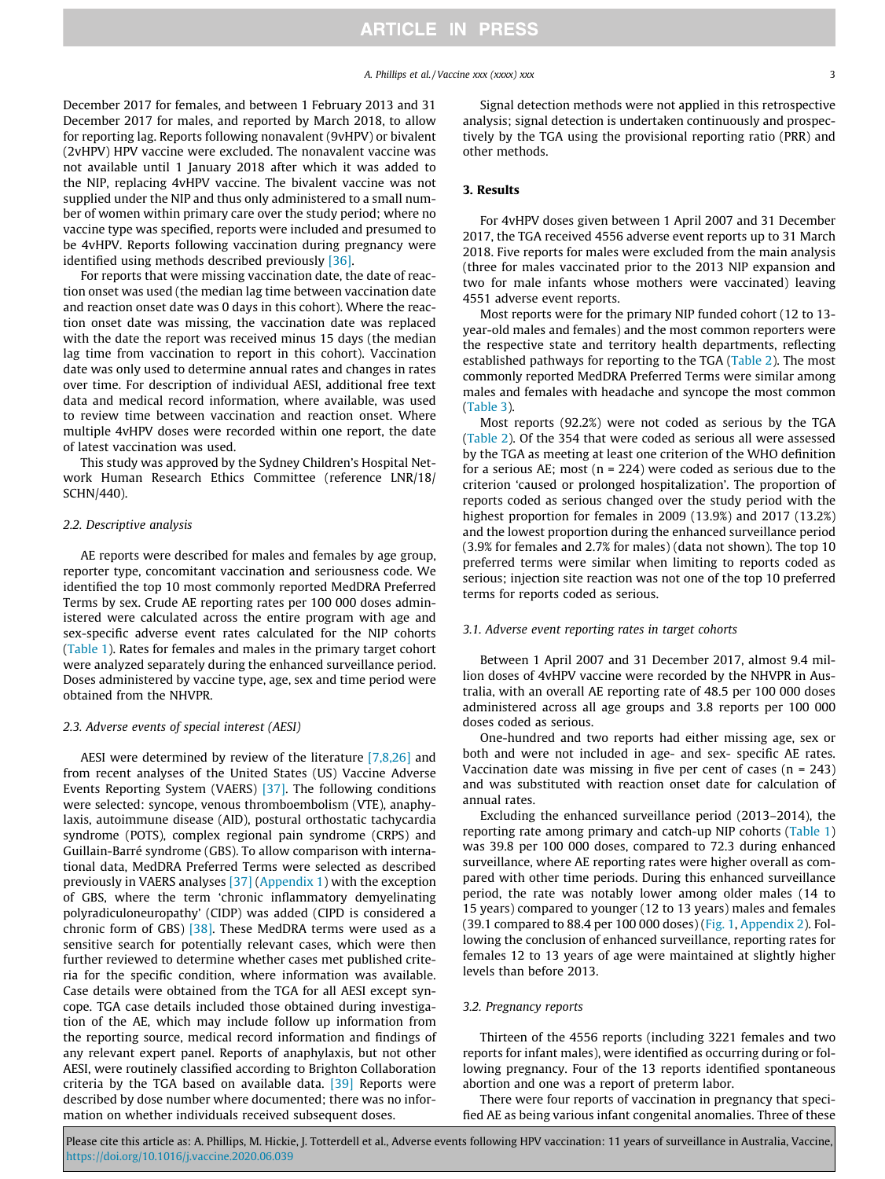December 2017 for females, and between 1 February 2013 and 31 December 2017 for males, and reported by March 2018, to allow for reporting lag. Reports following nonavalent (9vHPV) or bivalent (2vHPV) HPV vaccine were excluded. The nonavalent vaccine was not available until 1 January 2018 after which it was added to the NIP, replacing 4vHPV vaccine. The bivalent vaccine was not supplied under the NIP and thus only administered to a small number of women within primary care over the study period; where no vaccine type was specified, reports were included and presumed to be 4vHPV. Reports following vaccination during pregnancy were identified using methods described previously [36].

For reports that were missing vaccination date, the date of reaction onset was used (the median lag time between vaccination date and reaction onset date was 0 days in this cohort). Where the reaction onset date was missing, the vaccination date was replaced with the date the report was received minus 15 days (the median lag time from vaccination to report in this cohort). Vaccination date was only used to determine annual rates and changes in rates over time. For description of individual AESI, additional free text data and medical record information, where available, was used to review time between vaccination and reaction onset. Where multiple 4vHPV doses were recorded within one report, the date of latest vaccination was used.

This study was approved by the Sydney Children's Hospital Network Human Research Ethics Committee (reference LNR/18/SCHN/440).

### 2.2. Descriptive analysis

AE reports were described for males and females by age group, reporter type, concomitant vaccination and seriousness code. We identified the top 10 most commonly reported MedDRA Preferred Terms by sex. Crude AE reporting rates per 100 000 doses administered were calculated across the entire program with age and sex-specific adverse event rates calculated for the NIP cohorts (Table 1). Rates for females and males in the primary target cohort were analyzed separately during the enhanced surveillance period. Doses administered by vaccine type, age, sex and time period were obtained from the NHVPR.

### 2.3. Adverse events of special interest (AESI)

AESI were determined by review of the literature [7,8,26] and from recent analyses of the United States (US) Vaccine Adverse Events Reporting System (VAERS) [37]. The following conditions were selected: syncope, venous thromboembolism (VTE), anaphylaxis, autoimmune disease (AID), postural orthostatic tachycardia syndrome (POTS), complex regional pain syndrome (CRPS) and Guillain-Barré syndrome (GBS). To allow comparison with international data, MedDRA Preferred Terms were selected as described previously in VAERS analyses [37] (Appendix 1) with the exception of GBS, where the term 'chronic inflammatory demyelinating polyradiculoneuropathy' (CIDP) was added (CIPD is considered a chronic form of GBS) [38]. These MedDRA terms were used as a sensitive search for potentially relevant cases, which were then further reviewed to determine whether cases met published criteria for the specific condition, where information was available. Case details were obtained from the TGA for all AESI except syncope. TGA case details included those obtained during investigation of the AE, which may include follow up information from the reporting source, medical record information and findings of any relevant expert panel. Reports of anaphylaxis, but not other AESI, were routinely classified according to Brighton Collaboration criteria by the TGA based on available data. [39] Reports were described by dose number where documented; there was no information on whether individuals received subsequent doses.

Signal detection methods were not applied in this retrospective analysis; signal detection is undertaken continuously and prospectively by the TGA using the provisional reporting ratio (PRR) and other methods.

## 3. Results

For 4vHPV doses given between 1 April 2007 and 31 December 2017, the TGA received 4556 adverse event reports up to 31 March 2018. Five reports for males were excluded from the main analysis (three for males vaccinated prior to the 2013 NIP expansion and two for male infants whose mothers were vaccinated) leaving 4551 adverse event reports.

Most reports were for the primary NIP funded cohort (12 to 13-year-old males and females) and the most common reporters were the respective state and territory health departments, reflecting established pathways for reporting to the TGA (Table 2). The most commonly reported MedDRA Preferred Terms were similar among males and females with headache and syncope the most common (Table 3).

Most reports (92.2%) were not coded as serious by the TGA (Table 2). Of the 354 that were coded as serious all were assessed by the TGA as meeting at least one criterion of the WHO definition for a serious AE; most (n = 224) were coded as serious due to the criterion 'caused or prolonged hospitalization'. The proportion of reports coded as serious changed over the study period with the highest proportion for females in 2009 (13.9%) and 2017 (13.2%) and the lowest proportion during the enhanced surveillance period (3.9% for females and 2.7% for males) (data not shown). The top 10 preferred terms were similar when limiting to reports coded as serious; injection site reaction was not one of the top 10 preferred terms for reports coded as serious.

### 3.1. Adverse event reporting rates in target cohorts

Between 1 April 2007 and 31 December 2017, almost 9.4 million doses of 4vHPV vaccine were recorded by the NHVPR in Australia, with an overall AE reporting rate of 48.5 per 100 000 doses administered across all age groups and 3.8 reports per 100 000 doses coded as serious.

One-hundred and two reports had either missing age, sex or both and were not included in age- and sex- specific AE rates. Vaccination date was missing in five per cent of cases (n = 243) and was substituted with reaction onset date for calculation of annual rates.

Excluding the enhanced surveillance period (2013–2014), the reporting rate among primary and catch-up NIP cohorts (Table 1) was 39.8 per 100 000 doses, compared to 72.3 during enhanced surveillance, where AE reporting rates were higher overall as compared with other time periods. During this enhanced surveillance period, the rate was notably lower among older males (14 to 15 years) compared to younger (12 to 13 years) males and females (39.1 compared to 88.4 per 100 000 doses) (Fig. 1, Appendix 2). Following the conclusion of enhanced surveillance, reporting rates for females 12 to 13 years of age were maintained at slightly higher levels than before 2013.

### 3.2. Pregnancy reports

Thirteen of the 4556 reports (including 3221 females and two reports for infant males), were identified as occurring during or following pregnancy. Four of the 13 reports identified spontaneous abortion and one was a report of preterm labor.

There were four reports of vaccination in pregnancy that specified AE as being various infant congenital anomalies. Three of these

Please cite this article as: A. Phillips, M. Hickie, J. Totterdell et al., Adverse events following HPV vaccination: 11 years of surveillance in Australia, Vaccine, https://doi.org/10.1016/j.vaccine.2020.06.039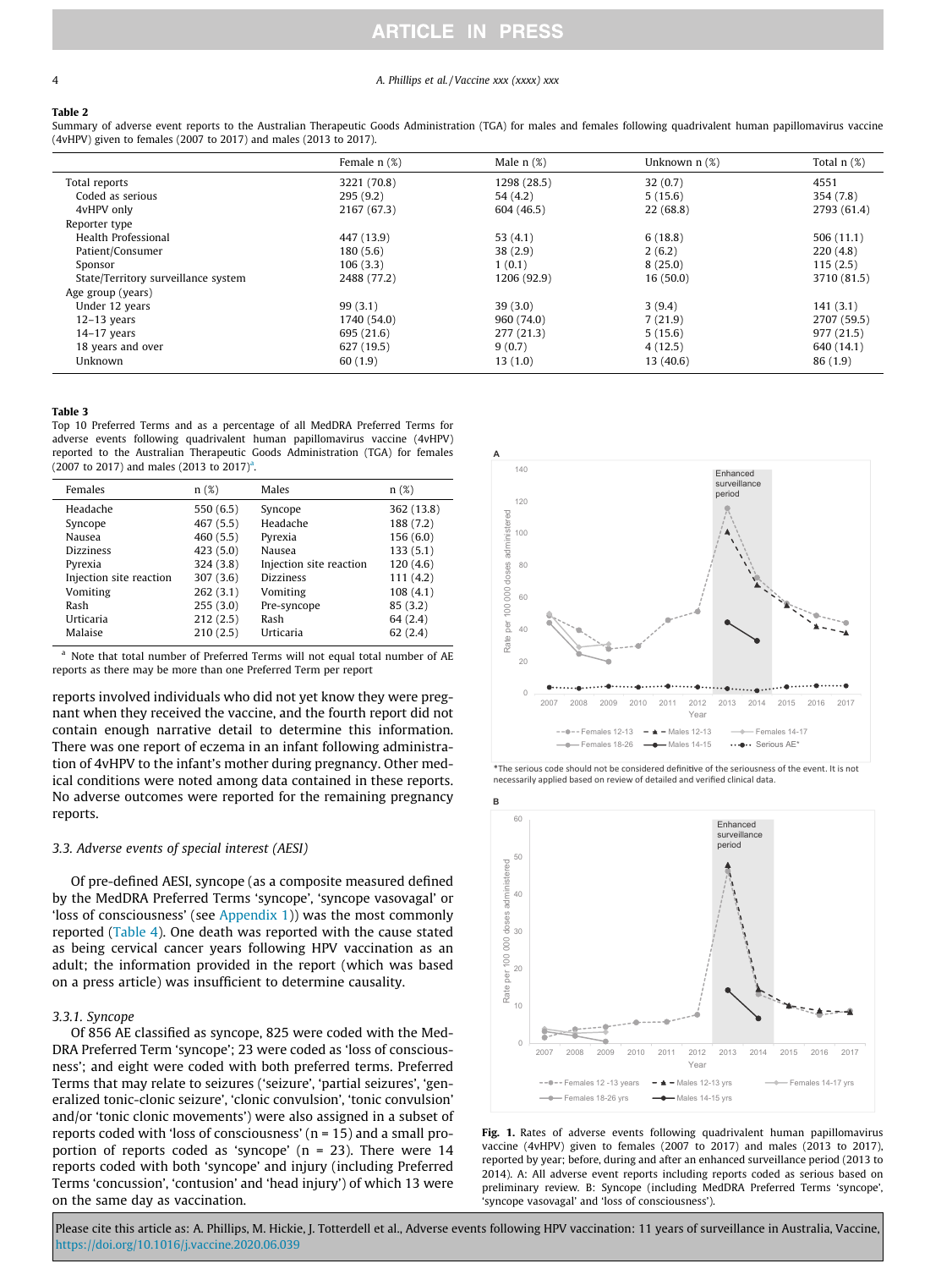**Table 2**
Summary of adverse event reports to the Australian Therapeutic Goods Administration (TGA) for males and females following quadrivalent human papillomavirus vaccine (4vHPV) given to females (2007 to 2017) and males (2013 to 2017).

| | Female n (%) | Male n (%) | Unknown n (%) | Total n (%) |
|---|---|---|---|---|
| Total reports | 3221 (70.8) | 1298 (28.5) | 32 (0.7) | 4551 |
| Coded as serious | 295 (9.2) | 54 (4.2) | 5 (15.6) | 354 (7.8) |
| 4vHPV only | 2167 (67.3) | 604 (46.5) | 22 (68.8) | 2793 (61.4) |
| Reporter type | | | | |
| Health Professional | 447 (13.9) | 53 (4.1) | 6 (18.8) | 506 (11.1) |
| Patient/Consumer | 180 (5.6) | 38 (2.9) | 2 (6.2) | 220 (4.8) |
| Sponsor | 106 (3.3) | 1 (0.1) | 8 (25.0) | 115 (2.5) |
| State/Territory surveillance system | 2488 (77.2) | 1206 (92.9) | 16 (50.0) | 3710 (81.5) |
| Age group (years) | | | | |
| Under 12 years | 99 (3.1) | 39 (3.0) | 3 (9.4) | 141 (3.1) |
| 12–13 years | 1740 (54.0) | 960 (74.0) | 7 (21.9) | 2707 (59.5) |
| 14–17 years | 695 (21.6) | 277 (21.3) | 5 (15.6) | 977 (21.5) |
| 18 years and over | 627 (19.5) | 9 (0.7) | 4 (12.5) | 640 (14.1) |
| Unknown | 60 (1.9) | 13 (1.0) | 13 (40.6) | 86 (1.9) |

**Table 3**
Top 10 Preferred Terms and as a percentage of all MedDRA Preferred Terms for adverse events following quadrivalent human papillomavirus vaccine (4vHPV) reported to the Australian Therapeutic Goods Administration (TGA) for females (2007 to 2017) and males (2013 to 2017)[a].

| Females | n (%) | Males | n (%) |
|---|---|---|---|
| Headache | 550 (6.5) | Syncope | 362 (13.8) |
| Syncope | 467 (5.5) | Headache | 188 (7.2) |
| Nausea | 460 (5.5) | Pyrexia | 156 (6.0) |
| Dizziness | 423 (5.0) | Nausea | 133 (5.1) |
| Pyrexia | 324 (3.8) | Injection site reaction | 120 (4.6) |
| Injection site reaction | 307 (3.6) | Dizziness | 111 (4.2) |
| Vomiting | 262 (3.1) | Vomiting | 108 (4.1) |
| Rash | 255 (3.0) | Pre-syncope | 85 (3.2) |
| Urticaria | 212 (2.5) | Rash | 64 (2.4) |
| Malaise | 210 (2.5) | Urticaria | 62 (2.4) |

[a] Note that total number of Preferred Terms will not equal total number of AE reports as there may be more than one Preferred Term per report

reports involved individuals who did not yet know they were pregnant when they received the vaccine, and the fourth report did not contain enough narrative detail to determine this information. There was one report of eczema in an infant following administration of 4vHPV to the infant's mother during pregnancy. Other medical conditions were noted among data contained in these reports. No adverse outcomes were reported for the remaining pregnancy reports.

### 3.3. Adverse events of special interest (AESI)

Of pre-defined AESI, syncope (as a composite measured defined by the MedDRA Preferred Terms 'syncope', 'syncope vasovagal' or 'loss of consciousness' (see Appendix 1)) was the most commonly reported (Table 4). One death was reported with the cause stated as being cervical cancer years following HPV vaccination as an adult; the information provided in the report (which was based on a press article) was insufficient to determine causality.

#### 3.3.1. Syncope

Of 856 AE classified as syncope, 825 were coded with the MedDRA Preferred Term 'syncope'; 23 were coded as 'loss of consciousness'; and eight were coded with both preferred terms. Preferred Terms that may relate to seizures ('seizure', 'partial seizures', 'generalized tonic-clonic seizure', 'clonic convulsion', 'tonic convulsion' and/or 'tonic clonic movements') were also assigned in a subset of reports coded with 'loss of consciousness' (n = 15) and a small proportion of reports coded as 'syncope' (n = 23). There were 14 reports coded with both 'syncope' and injury (including Preferred Terms 'concussion', 'contusion' and 'head injury') of which 13 were on the same day as vaccination.

*The serious code should not be considered definitive of the seriousness of the event. It is not necessarily applied based on review of detailed and verified clinical data.

**Fig. 1.** Rates of adverse events following quadrivalent human papillomavirus vaccine (4vHPV) given to females (2007 to 2017) and males (2013 to 2017), reported by year; before, during and after an enhanced surveillance period (2013 to 2014). A: All adverse event reports including reports coded as serious based on preliminary review. B: Syncope (including MedDRA Preferred Terms 'syncope', 'syncope vasovagal' and 'loss of consciousness').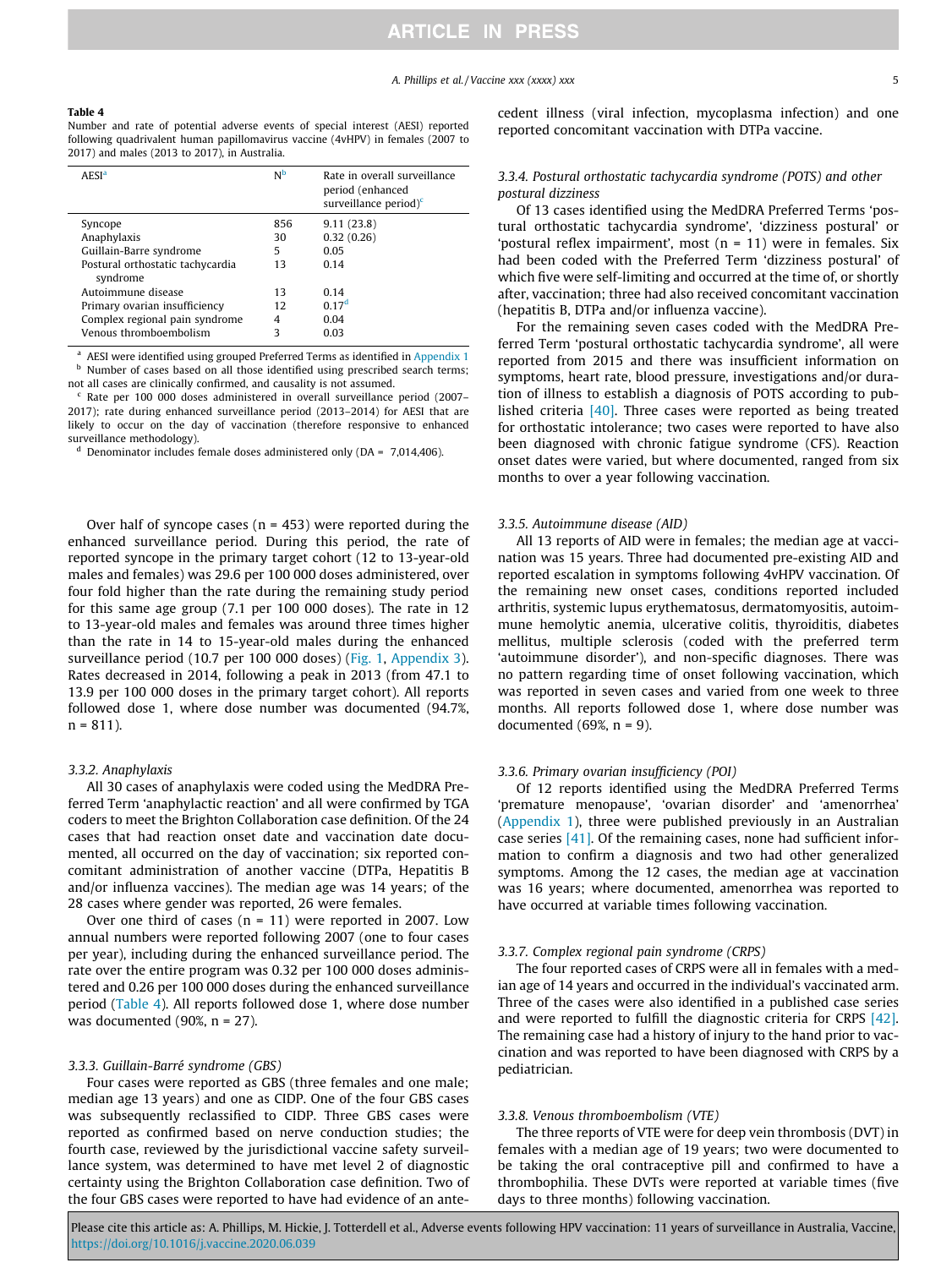**Table 4**
Number and rate of potential adverse events of special interest (AESI) reported following quadrivalent human papillomavirus vaccine (4vHPV) in females (2007 to 2017) and males (2013 to 2017), in Australia.

| AESI[a] | N[b] | Rate in overall surveillance period (enhanced surveillance period)[c] |
|---|---|---|
| Syncope | 856 | 9.11 (23.8) |
| Anaphylaxis | 30 | 0.32 (0.26) |
| Guillain-Barre syndrome | 5 | 0.05 |
| Postural orthostatic tachycardia syndrome | 13 | 0.14 |
| Autoimmune disease | 13 | 0.14 |
| Primary ovarian insufficiency | 12 | 0.17[d] |
| Complex regional pain syndrome | 4 | 0.04 |
| Venous thromboembolism | 3 | 0.03 |

[a] AESI were identified using grouped Preferred Terms as identified in Appendix 1

[b] Number of cases based on all those identified using prescribed search terms; not all cases are clinically confirmed, and causality is not assumed.

[c] Rate per 100 000 doses administered in overall surveillance period (2007–2017); rate during enhanced surveillance period (2013–2014) for AESI that are likely to occur on the day of vaccination (therefore responsive to enhanced surveillance methodology).

[d] Denominator includes female doses administered only (DA = 7,014,406).

Over half of syncope cases (n = 453) were reported during the enhanced surveillance period. During this period, the rate of reported syncope in the primary target cohort (12 to 13-year-old males and females) was 29.6 per 100 000 doses administered, over four fold higher than the rate during the remaining study period for this same age group (7.1 per 100 000 doses). The rate in 12 to 13-year-old males and females was around three times higher than the rate in 14 to 15-year-old males during the enhanced surveillance period (10.7 per 100 000 doses) (Fig. 1, Appendix 3). Rates decreased in 2014, following a peak in 2013 (from 47.1 to 13.9 per 100 000 doses in the primary target cohort). All reports followed dose 1, where dose number was documented (94.7%, n = 811).

### 3.3.2. Anaphylaxis

All 30 cases of anaphylaxis were coded using the MedDRA Preferred Term 'anaphylactic reaction' and all were confirmed by TGA coders to meet the Brighton Collaboration case definition. Of the 24 cases that had reaction onset date and vaccination date documented, all occurred on the day of vaccination; six reported concomitant administration of another vaccine (DTPa, Hepatitis B and/or influenza vaccines). The median age was 14 years; of the 28 cases where gender was reported, 26 were females.

Over one third of cases (n = 11) were reported in 2007. Low annual numbers were reported following 2007 (one to four cases per year), including during the enhanced surveillance period. The rate over the entire program was 0.32 per 100 000 doses administered and 0.26 per 100 000 doses during the enhanced surveillance period (Table 4). All reports followed dose 1, where dose number was documented (90%, n = 27).

### 3.3.3. Guillain-Barré syndrome (GBS)

Four cases were reported as GBS (three females and one male; median age 13 years) and one as CIDP. One of the four GBS cases was subsequently reclassified to CIDP. Three GBS cases were reported as confirmed based on nerve conduction studies; the fourth case, reviewed by the jurisdictional vaccine safety surveillance system, was determined to have met level 2 of diagnostic certainty using the Brighton Collaboration case definition. Two of the four GBS cases were reported to have had evidence of an antecedent illness (viral infection, mycoplasma infection) and one reported concomitant vaccination with DTPa vaccine.

### 3.3.4. Postural orthostatic tachycardia syndrome (POTS) and other postural dizziness

Of 13 cases identified using the MedDRA Preferred Terms 'postural orthostatic tachycardia syndrome', 'dizziness postural' or 'postural reflex impairment', most (n = 11) were in females. Six had been coded with the Preferred Term 'dizziness postural' of which five were self-limiting and occurred at the time of, or shortly after, vaccination; three had also received concomitant vaccination (hepatitis B, DTPa and/or influenza vaccine).

For the remaining seven cases coded with the MedDRA Preferred Term 'postural orthostatic tachycardia syndrome', all were reported from 2015 and there was insufficient information on symptoms, heart rate, blood pressure, investigations and/or duration of illness to establish a diagnosis of POTS according to published criteria [40]. Three cases were reported as being treated for orthostatic intolerance; two cases were reported to have also been diagnosed with chronic fatigue syndrome (CFS). Reaction onset dates were varied, but where documented, ranged from six months to over a year following vaccination.

### 3.3.5. Autoimmune disease (AID)

All 13 reports of AID were in females; the median age at vaccination was 15 years. Three had documented pre-existing AID and reported escalation in symptoms following 4vHPV vaccination. Of the remaining new onset cases, conditions reported included arthritis, systemic lupus erythematosus, dermatomyositis, autoimmune hemolytic anemia, ulcerative colitis, thyroiditis, diabetes mellitus, multiple sclerosis (coded with the preferred term 'autoimmune disorder'), and non-specific diagnoses. There was no pattern regarding time of onset following vaccination, which was reported in seven cases and varied from one week to three months. All reports followed dose 1, where dose number was documented (69%, n = 9).

### 3.3.6. Primary ovarian insufficiency (POI)

Of 12 reports identified using the MedDRA Preferred Terms 'premature menopause', 'ovarian disorder' and 'amenorrhea' (Appendix 1), three were published previously in an Australian case series [41]. Of the remaining cases, none had sufficient information to confirm a diagnosis and two had other generalized symptoms. Among the 12 cases, the median age at vaccination was 16 years; where documented, amenorrhea was reported to have occurred at variable times following vaccination.

### 3.3.7. Complex regional pain syndrome (CRPS)

The four reported cases of CRPS were all in females with a median age of 14 years and occurred in the individual's vaccinated arm. Three of the cases were also identified in a published case series and were reported to fulfill the diagnostic criteria for CRPS [42]. The remaining case had a history of injury to the hand prior to vaccination and was reported to have been diagnosed with CRPS by a pediatrician.

### 3.3.8. Venous thromboembolism (VTE)

The three reports of VTE were for deep vein thrombosis (DVT) in females with a median age of 19 years; two were documented to be taking the oral contraceptive pill and confirmed to have a thrombophilia. These DVTs were reported at variable times (five days to three months) following vaccination.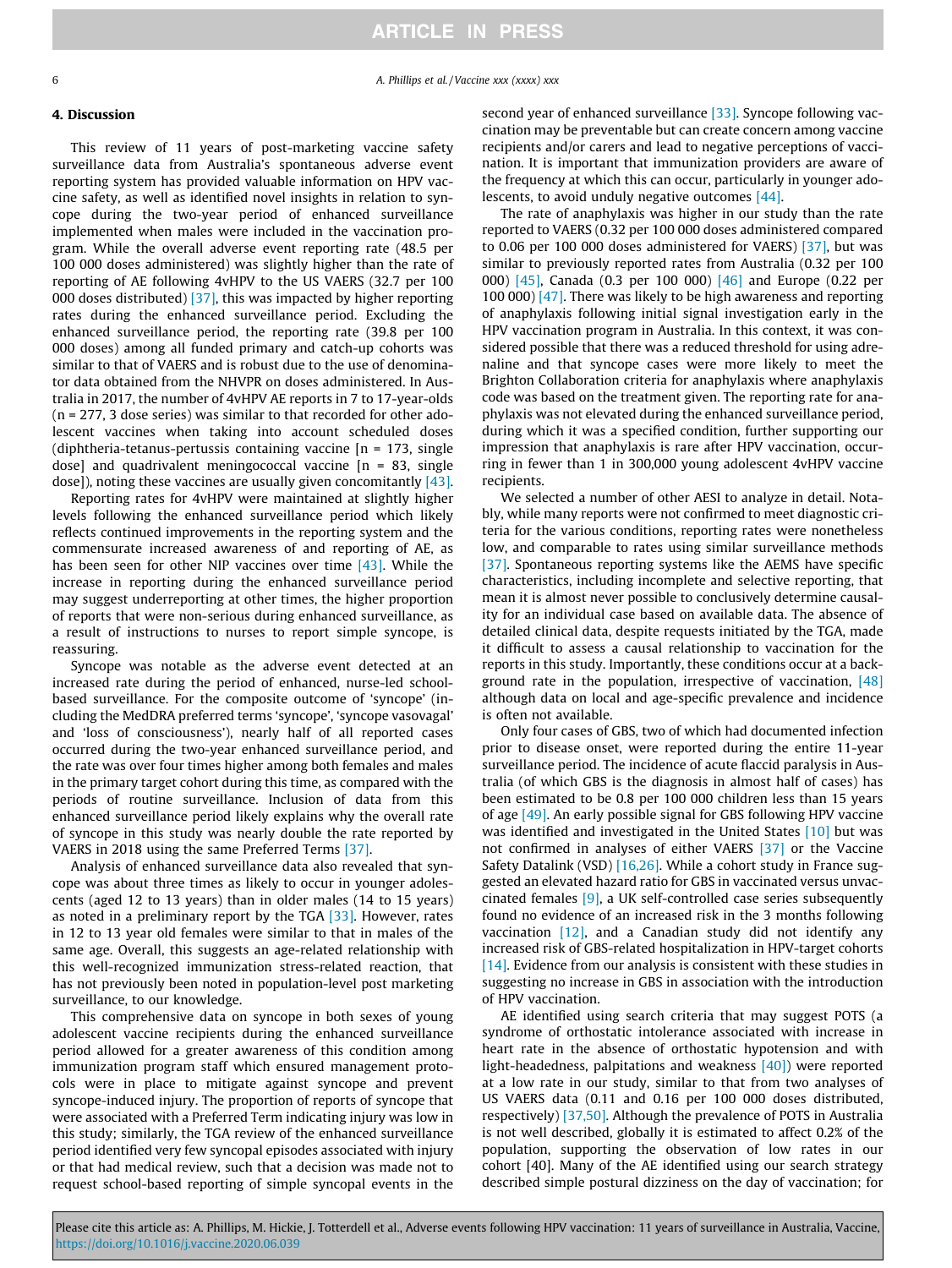## 4. Discussion

This review of 11 years of post-marketing vaccine safety surveillance data from Australia's spontaneous adverse event reporting system has provided valuable information on HPV vaccine safety, as well as identified novel insights in relation to syncope during the two-year period of enhanced surveillance implemented when males were included in the vaccination program. While the overall adverse event reporting rate (48.5 per 100 000 doses administered) was slightly higher than the rate of reporting of AE following 4vHPV to the US VAERS (32.7 per 100 000 doses distributed) [37], this was impacted by higher reporting rates during the enhanced surveillance period. Excluding the enhanced surveillance period, the reporting rate (39.8 per 100 000 doses) among all funded primary and catch-up cohorts was similar to that of VAERS and is robust due to the use of denominator data obtained from the NHVPR on doses administered. In Australia in 2017, the number of 4vHPV AE reports in 7 to 17-year-olds (n = 277, 3 dose series) was similar to that recorded for other adolescent vaccines when taking into account scheduled doses (diphtheria-tetanus-pertussis containing vaccine [n = 173, single dose] and quadrivalent meningococcal vaccine [n = 83, single dose]), noting these vaccines are usually given concomitantly [43].

Reporting rates for 4vHPV were maintained at slightly higher levels following the enhanced surveillance period which likely reflects continued improvements in the reporting system and the commensurate increased awareness of and reporting of AE, as has been seen for other NIP vaccines over time [43]. While the increase in reporting during the enhanced surveillance period may suggest underreporting at other times, the higher proportion of reports that were non-serious during enhanced surveillance, as a result of instructions to nurses to report simple syncope, is reassuring.

Syncope was notable as the adverse event detected at an increased rate during the period of enhanced, nurse-led school-based surveillance. For the composite outcome of 'syncope' (including the MedDRA preferred terms 'syncope', 'syncope vasovagal' and 'loss of consciousness'), nearly half of all reported cases occurred during the two-year enhanced surveillance period, and the rate was over four times higher among both females and males in the primary target cohort during this time, as compared with the periods of routine surveillance. Inclusion of data from this enhanced surveillance period likely explains why the overall rate of syncope in this study was nearly double the rate reported by VAERS in 2018 using the same Preferred Terms [37].

Analysis of enhanced surveillance data also revealed that syncope was about three times as likely to occur in younger adolescents (aged 12 to 13 years) than in older males (14 to 15 years) as noted in a preliminary report by the TGA [33]. However, rates in 12 to 13 year old females were similar to that in males of the same age. Overall, this suggests an age-related relationship with this well-recognized immunization stress-related reaction, that has not previously been noted in population-level post marketing surveillance, to our knowledge.

This comprehensive data on syncope in both sexes of young adolescent vaccine recipients during the enhanced surveillance period allowed for a greater awareness of this condition among immunization program staff which ensured management protocols were in place to mitigate against syncope and prevent syncope-induced injury. The proportion of reports of syncope that were associated with a Preferred Term indicating injury was low in this study; similarly, the TGA review of the enhanced surveillance period identified very few syncopal episodes associated with injury or that had medical review, such that a decision was made not to request school-based reporting of simple syncopal events in the second year of enhanced surveillance [33]. Syncope following vaccination may be preventable but can create concern among vaccine recipients and/or carers and lead to negative perceptions of vaccination. It is important that immunization providers are aware of the frequency at which this can occur, particularly in younger adolescents, to avoid unduly negative outcomes [44].

The rate of anaphylaxis was higher in our study than the rate reported to VAERS (0.32 per 100 000 doses administered compared to 0.06 per 100 000 doses administered for VAERS) [37], but was similar to previously reported rates from Australia (0.32 per 100 000) [45], Canada (0.3 per 100 000) [46] and Europe (0.22 per 100 000) [47]. There was likely to be high awareness and reporting of anaphylaxis following initial signal investigation early in the HPV vaccination program in Australia. In this context, it was considered possible that there was a reduced threshold for using adrenaline and that syncope cases were more likely to meet the Brighton Collaboration criteria for anaphylaxis where anaphylaxis code was based on the treatment given. The reporting rate for anaphylaxis was not elevated during the enhanced surveillance period, during which it was a specified condition, further supporting our impression that anaphylaxis is rare after HPV vaccination, occurring in fewer than 1 in 300,000 young adolescent 4vHPV vaccine recipients.

We selected a number of other AESI to analyze in detail. Notably, while many reports were not confirmed to meet diagnostic criteria for the various conditions, reporting rates were nonetheless low, and comparable to rates using similar surveillance methods [37]. Spontaneous reporting systems like the AEMS have specific characteristics, including incomplete and selective reporting, that mean it is almost never possible to conclusively determine causality for an individual case based on available data. The absence of detailed clinical data, despite requests initiated by the TGA, made it difficult to assess a causal relationship to vaccination for the reports in this study. Importantly, these conditions occur at a background rate in the population, irrespective of vaccination, [48] although data on local and age-specific prevalence and incidence is often not available.

Only four cases of GBS, two of which had documented infection prior to disease onset, were reported during the entire 11-year surveillance period. The incidence of acute flaccid paralysis in Australia (of which GBS is the diagnosis in almost half of cases) has been estimated to be 0.8 per 100 000 children less than 15 years of age [49]. An early possible signal for GBS following HPV vaccine was identified and investigated in the United States [10] but was not confirmed in analyses of either VAERS [37] or the Vaccine Safety Datalink (VSD) [16,26]. While a cohort study in France suggested an elevated hazard ratio for GBS in vaccinated versus unvaccinated females [9], a UK self-controlled case series subsequently found no evidence of an increased risk in the 3 months following vaccination [12], and a Canadian study did not identify any increased risk of GBS-related hospitalization in HPV-target cohorts [14]. Evidence from our analysis is consistent with these studies in suggesting no increase in GBS in association with the introduction of HPV vaccination.

AE identified using search criteria that may suggest POTS (a syndrome of orthostatic intolerance associated with increase in heart rate in the absence of orthostatic hypotension and with light-headedness, palpitations and weakness [40]) were reported at a low rate in our study, similar to that from two analyses of US VAERS data (0.11 and 0.16 per 100 000 doses distributed, respectively) [37,50]. Although the prevalence of POTS in Australia is not well described, globally it is estimated to affect 0.2% of the population, supporting the observation of low rates in our cohort [40]. Many of the AE identified using our search strategy described simple postural dizziness on the day of vaccination; for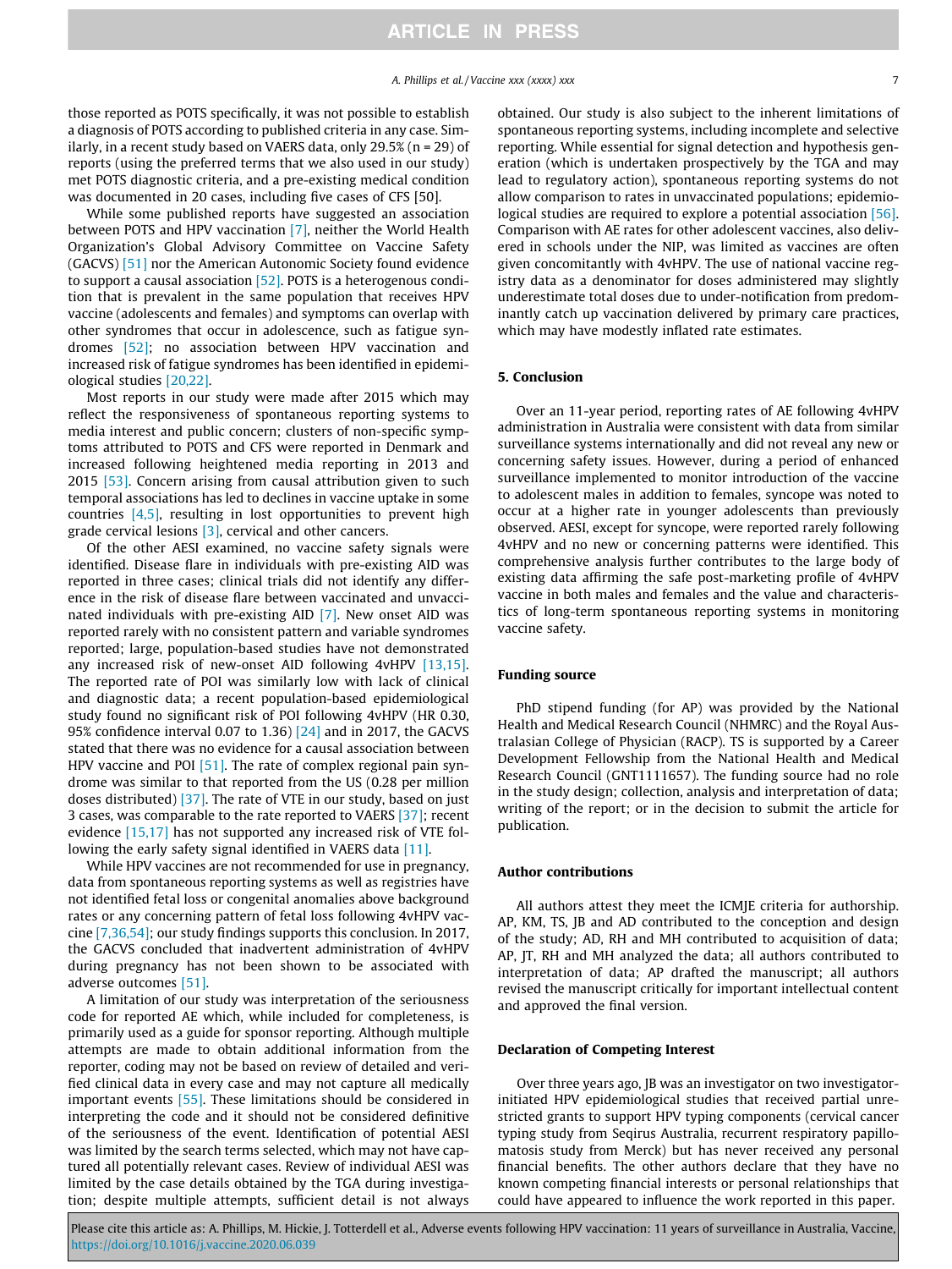those reported as POTS specifically, it was not possible to establish a diagnosis of POTS according to published criteria in any case. Similarly, in a recent study based on VAERS data, only 29.5% (n = 29) of reports (using the preferred terms that we also used in our study) met POTS diagnostic criteria, and a pre-existing medical condition was documented in 20 cases, including five cases of CFS [50].

While some published reports have suggested an association between POTS and HPV vaccination [7], neither the World Health Organization's Global Advisory Committee on Vaccine Safety (GACVS) [51] nor the American Autonomic Society found evidence to support a causal association [52]. POTS is a heterogenous condition that is prevalent in the same population that receives HPV vaccine (adolescents and females) and symptoms can overlap with other syndromes that occur in adolescence, such as fatigue syndromes [52]; no association between HPV vaccination and increased risk of fatigue syndromes has been identified in epidemiological studies [20,22].

Most reports in our study were made after 2015 which may reflect the responsiveness of spontaneous reporting systems to media interest and public concern; clusters of non-specific symptoms attributed to POTS and CFS were reported in Denmark and increased following heightened media reporting in 2013 and 2015 [53]. Concern arising from causal attribution given to such temporal associations has led to declines in vaccine uptake in some countries [4,5], resulting in lost opportunities to prevent high grade cervical lesions [3], cervical and other cancers.

Of the other AESI examined, no vaccine safety signals were identified. Disease flare in individuals with pre-existing AID was reported in three cases; clinical trials did not identify any difference in the risk of disease flare between vaccinated and unvaccinated individuals with pre-existing AID [7]. New onset AID was reported rarely with no consistent pattern and variable syndromes reported; large, population-based studies have not demonstrated any increased risk of new-onset AID following 4vHPV [13,15]. The reported rate of POI was similarly low with lack of clinical and diagnostic data; a recent population-based epidemiological study found no significant risk of POI following 4vHPV (HR 0.30, 95% confidence interval 0.07 to 1.36) [24] and in 2017, the GACVS stated that there was no evidence for a causal association between HPV vaccine and POI [51]. The rate of complex regional pain syndrome was similar to that reported from the US (0.28 per million doses distributed) [37]. The rate of VTE in our study, based on just 3 cases, was comparable to the rate reported to VAERS [37]; recent evidence [15,17] has not supported any increased risk of VTE following the early safety signal identified in VAERS data [11].

While HPV vaccines are not recommended for use in pregnancy, data from spontaneous reporting systems as well as registries have not identified fetal loss or congenital anomalies above background rates or any concerning pattern of fetal loss following 4vHPV vaccine [7,36,54]; our study findings supports this conclusion. In 2017, the GACVS concluded that inadvertent administration of 4vHPV during pregnancy has not been shown to be associated with adverse outcomes [51].

A limitation of our study was interpretation of the seriousness code for reported AE which, while included for completeness, is primarily used as a guide for sponsor reporting. Although multiple attempts are made to obtain additional information from the reporter, coding may not be based on review of detailed and verified clinical data in every case and may not capture all medically important events [55]. These limitations should be considered in interpreting the code and it should not be considered definitive of the seriousness of the event. Identification of potential AESI was limited by the search terms selected, which may not have captured all potentially relevant cases. Review of individual AESI was limited by the case details obtained by the TGA during investigation; despite multiple attempts, sufficient detail is not always obtained. Our study is also subject to the inherent limitations of spontaneous reporting systems, including incomplete and selective reporting. While essential for signal detection and hypothesis generation (which is undertaken prospectively by the TGA and may lead to regulatory action), spontaneous reporting systems do not allow comparison to rates in unvaccinated populations; epidemiological studies are required to explore a potential association [56]. Comparison with AE rates for other adolescent vaccines, also delivered in schools under the NIP, was limited as vaccines are often given concomitantly with 4vHPV. The use of national vaccine registry data as a denominator for doses administered may slightly underestimate total doses due to under-notification from predominantly catch up vaccination delivered by primary care practices, which may have modestly inflated rate estimates.

## 5. Conclusion

Over an 11-year period, reporting rates of AE following 4vHPV administration in Australia were consistent with data from similar surveillance systems internationally and did not reveal any new or concerning safety issues. However, during a period of enhanced surveillance implemented to monitor introduction of the vaccine to adolescent males in addition to females, syncope was noted to occur at a higher rate in younger adolescents than previously observed. AESI, except for syncope, were reported rarely following 4vHPV and no new or concerning patterns were identified. This comprehensive analysis further contributes to the large body of existing data affirming the safe post-marketing profile of 4vHPV vaccine in both males and females and the value and characteristics of long-term spontaneous reporting systems in monitoring vaccine safety.

## Funding source

PhD stipend funding (for AP) was provided by the National Health and Medical Research Council (NHMRC) and the Royal Australasian College of Physician (RACP). TS is supported by a Career Development Fellowship from the National Health and Medical Research Council (GNT1111657). The funding source had no role in the study design; collection, analysis and interpretation of data; writing of the report; or in the decision to submit the article for publication.

## Author contributions

All authors attest they meet the ICMJE criteria for authorship. AP, KM, TS, JB and AD contributed to the conception and design of the study; AD, RH and MH contributed to acquisition of data; AP, JT, RH and MH analyzed the data; all authors contributed to interpretation of data; AP drafted the manuscript; all authors revised the manuscript critically for important intellectual content and approved the final version.

## Declaration of Competing Interest

Over three years ago, JB was an investigator on two investigator-initiated HPV epidemiological studies that received partial unrestricted grants to support HPV typing components (cervical cancer typing study from Seqirus Australia, recurrent respiratory papillomatosis study from Merck) but has never received any personal financial benefits. The other authors declare that they have no known competing financial interests or personal relationships that could have appeared to influence the work reported in this paper.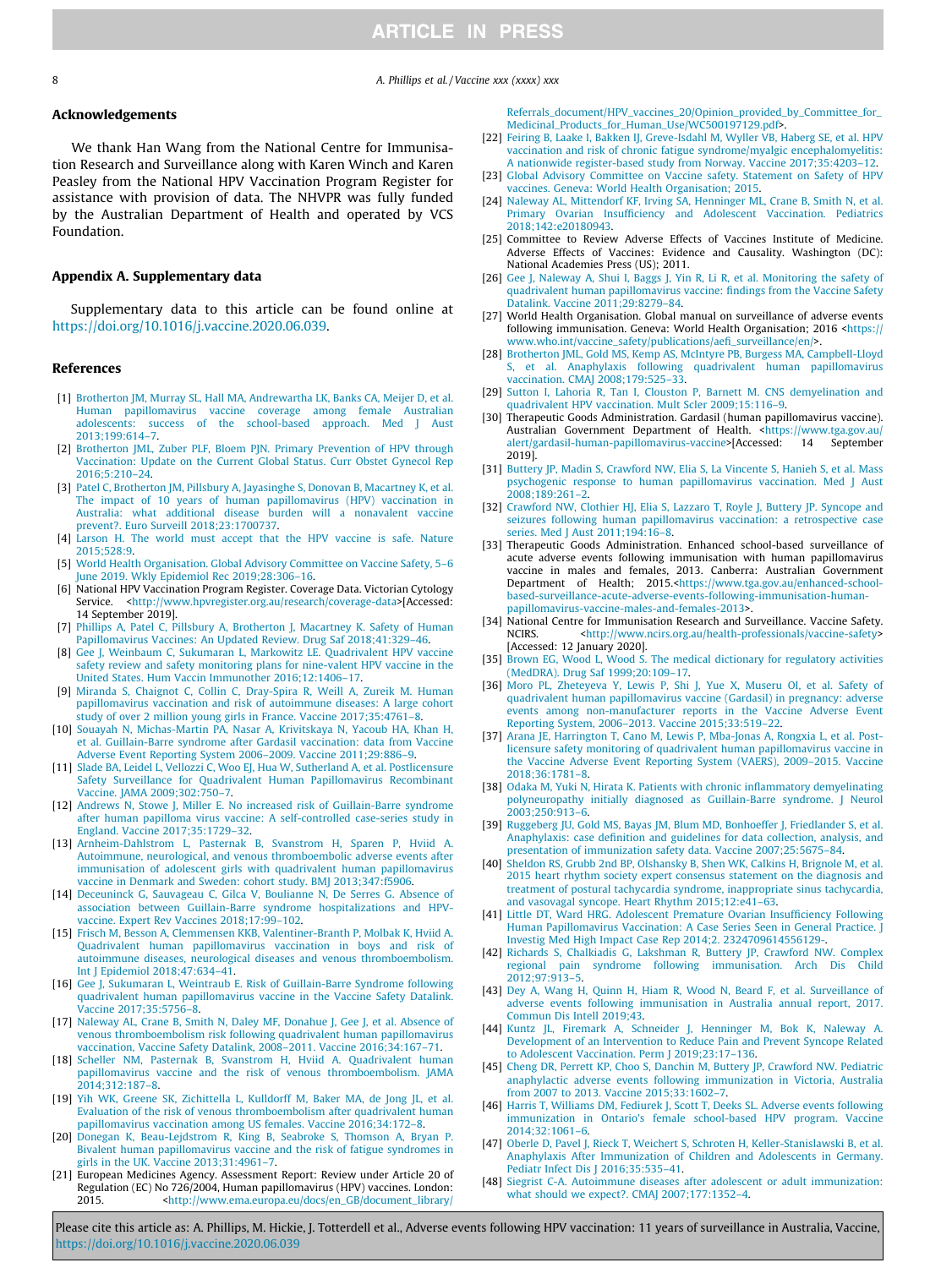## Acknowledgements

We thank Han Wang from the National Centre for Immunisation Research and Surveillance along with Karen Winch and Karen Peasley from the National HPV Vaccination Program Register for assistance with provision of data. The NHVPR was fully funded by the Australian Department of Health and operated by VCS Foundation.

## Appendix A. Supplementary data

Supplementary data to this article can be found online at https://doi.org/10.1016/j.vaccine.2020.06.039.

## References

[1] Brotherton JM, Murray SL, Hall MA, Andrewartha LK, Banks CA, Meijer D, et al. Human papillomavirus vaccine coverage among female Australian adolescents: success of the school-based approach. Med J Aust 2013;199:614–7.

[2] Brotherton JML, Zuber PLF, Bloem PJN. Primary Prevention of HPV through Vaccination: Update on the Current Global Status. Curr Obstet Gynecol Rep 2016;5:210–24.

[3] Patel C, Brotherton JM, Pillsbury A, Jayasinghe S, Donovan B, Macartney K, et al. The impact of 10 years of human papillomavirus (HPV) vaccination in Australia: what additional disease burden will a nonavalent vaccine prevent?. Euro Surveill 2018;23:1700737.

[4] Larson H. The world must accept that the HPV vaccine is safe. Nature 2015;528:9.

[5] World Health Organisation. Global Advisory Committee on Vaccine Safety, 5–6 June 2019. Wkly Epidemiol Rec 2019;28:306–16.

[6] National HPV Vaccination Program Register. Coverage Data. Victorian Cytology Service. <http://www.hpvregister.org.au/research/coverage-data>[Accessed: 14 September 2019].

[7] Phillips A, Patel C, Pillsbury A, Brotherton J, Macartney K. Safety of Human Papillomavirus Vaccines: An Updated Review. Drug Saf 2018;41:329–46.

[8] Gee J, Weinbaum C, Sukumaran L, Markowitz LE. Quadrivalent HPV vaccine safety review and safety monitoring plans for nine-valent HPV vaccine in the United States. Hum Vaccin Immunother 2016;12:1406–17.

[9] Miranda S, Chaignot C, Collin C, Dray-Spira R, Weill A, Zureik M. Human papillomavirus vaccination and risk of autoimmune diseases: A large cohort study of over 2 million young girls in France. Vaccine 2017;35:4761–8.

[10] Souayah N, Michas-Martin PA, Nasar A, Krivitskaya N, Yacoub HA, Khan H, et al. Guillain-Barre syndrome after Gardasil vaccination: data from Vaccine Adverse Event Reporting System 2006–2009. Vaccine 2011;29:886–9.

[11] Slade BA, Leidel L, Vellozzi C, Woo EJ, Hua W, Sutherland A, et al. Postlicensure Safety Surveillance for Quadrivalent Human Papillomavirus Recombinant Vaccine. JAMA 2009;302:750–7.

[12] Andrews N, Stowe J, Miller E. No increased risk of Guillain-Barre syndrome after human papilloma virus vaccine: A self-controlled case-series study in England. Vaccine 2017;35:1729–32.

[13] Arnheim-Dahlstrom L, Pasternak B, Svanstrom H, Sparen P, Hviid A. Autoimmune, neurological, and venous thromboembolic adverse events after immunisation of adolescent girls with quadrivalent human papillomavirus vaccine in Denmark and Sweden: cohort study. BMJ 2013;347:f5906.

[14] Deceuninck G, Sauvageau C, Gilca V, Boulianne N, De Serres G. Absence of association between Guillain-Barre syndrome hospitalizations and HPV-vaccine. Expert Rev Vaccines 2018;17:99–102.

[15] Frisch M, Besson A, Clemmensen KKB, Valentiner-Branth P, Molbak K, Hviid A. Quadrivalent human papillomavirus vaccination in boys and risk of autoimmune diseases, neurological diseases and venous thromboembolism. Int J Epidemiol 2018;47:634–41.

[16] Gee J, Sukumaran L, Weintraub E. Risk of Guillain-Barre Syndrome following quadrivalent human papillomavirus vaccine in the Vaccine Safety Datalink. Vaccine 2017;35:5756–8.

[17] Naleway AL, Crane B, Smith N, Daley MF, Donahue J, Gee J, et al. Absence of venous thromboembolism risk following quadrivalent human papillomavirus vaccination, Vaccine Safety Datalink, 2008–2011. Vaccine 2016;34:167–71.

[18] Scheller NM, Pasternak B, Svanstrom H, Hviid A. Quadrivalent human papillomavirus vaccine and the risk of venous thromboembolism. JAMA 2014;312:187–8.

[19] Yih WK, Greene SK, Zichittella L, Kulldorff M, Baker MA, de Jong JL, et al. Evaluation of the risk of venous thromboembolism after quadrivalent human papillomavirus vaccination among US females. Vaccine 2016;34:172–8.

[20] Donegan K, Beau-Lejdstrom R, King B, Seabroke S, Thomson A, Bryan P. Bivalent human papillomavirus vaccine and the risk of fatigue syndromes in girls in the UK. Vaccine 2013;31:4961–7.

[21] European Medicines Agency. Assessment Report: Review under Article 20 of Regulation (EC) No 726/2004, Human papillomavirus (HPV) vaccines. London: 2015. <http://www.ema.europa.eu/docs/en_GB/document_library/Referrals_document/HPV_vaccines_20/Opinion_provided_by_Committee_for_Medicinal_Products_for_Human_Use/WC500197129.pdf>.

[22] Feiring B, Laake I, Bakken IJ, Greve-Isdahl M, Wyller VB, Haberg SE, et al. HPV vaccination and risk of chronic fatigue syndrome/myalgic encephalomyelitis: A nationwide register-based study from Norway. Vaccine 2017;35:4203–12.

[23] Global Advisory Committee on Vaccine safety. Statement on Safety of HPV vaccines. Geneva: World Health Organisation; 2015.

[24] Naleway AL, Mittendorf KF, Irving SA, Henninger ML, Crane B, Smith N, et al. Primary Ovarian Insufficiency and Adolescent Vaccination. Pediatrics 2018;142:e20180943.

[25] Committee to Review Adverse Effects of Vaccines Institute of Medicine. Adverse Effects of Vaccines: Evidence and Causality. Washington (DC): National Academies Press (US); 2011.

[26] Gee J, Naleway A, Shui I, Baggs J, Yin R, Li R, et al. Monitoring the safety of quadrivalent human papillomavirus vaccine: findings from the Vaccine Safety Datalink. Vaccine 2011;29:8279–84.

[27] World Health Organisation. Global manual on surveillance of adverse events following immunisation. Geneva: World Health Organisation; 2016 <https://www.who.int/vaccine_safety/publications/aefi_surveillance/en/>.

[28] Brotherton JML, Gold MS, Kemp AS, McIntyre PB, Burgess MA, Campbell-Lloyd S, et al. Anaphylaxis following quadrivalent human papillomavirus vaccination. CMAJ 2008;179:525–33.

[29] Sutton I, Lahoria R, Tan I, Clouston P, Barnett M. CNS demyelination and quadrivalent HPV vaccination. Mult Scler 2009;15:116–9.

[30] Therapeutic Goods Administration. Gardasil (human papillomavirus vaccine). Australian Government Department of Health. <https://www.tga.gov.au/alert/gardasil-human-papillomavirus-vaccine>[Accessed: 14 September 2019].

[31] Buttery JP, Madin S, Crawford NW, Elia S, La Vincente S, Hanieh S, et al. Mass psychogenic response to human papillomavirus vaccination. Med J Aust 2008;189:261–2.

[32] Crawford NW, Clothier HJ, Elia S, Lazzaro T, Royle J, Buttery JP. Syncope and seizures following human papillomavirus vaccination: a retrospective case series. Med J Aust 2011;194:16–8.

[33] Therapeutic Goods Administration. Enhanced school-based surveillance of acute adverse events following immunisation with human papillomavirus vaccine in males and females, 2013. Canberra: Australian Government Department of Health; 2015.<https://www.tga.gov.au/enhanced-school-based-surveillance-acute-adverse-events-following-immunisation-human-papillomavirus-vaccine-males-and-females-2013>.

[34] National Centre for Immunisation Research and Surveillance. Vaccine Safety. NCIRS. <http://www.ncirs.org.au/health-professionals/vaccine-safety> [Accessed: 12 January 2020].

[35] Brown EG, Wood L, Wood S. The medical dictionary for regulatory activities (MedDRA). Drug Saf 1999;20:109–17.

[36] Moro PL, Zheteyeva Y, Lewis P, Shi J, Yue X, Museru OI, et al. Safety of quadrivalent human papillomavirus vaccine (Gardasil) in pregnancy: adverse events among non-manufacturer reports in the Vaccine Adverse Event Reporting System, 2006–2013. Vaccine 2015;33:519–22.

[37] Arana JE, Harrington T, Cano M, Lewis P, Mba-Jonas A, Rongxia L, et al. Post-licensure safety monitoring of quadrivalent human papillomavirus vaccine in the Vaccine Adverse Event Reporting System (VAERS), 2009–2015. Vaccine 2018;36:1781–8.

[38] Odaka M, Yuki N, Hirata K. Patients with chronic inflammatory demyelinating polyneuropathy initially diagnosed as Guillain-Barre syndrome. J Neurol 2003;250:913–6.

[39] Ruggeberg JU, Gold MS, Bayas JM, Blum MD, Bonhoeffer J, Friedlander S, et al. Anaphylaxis: case definition and guidelines for data collection, analysis, and presentation of immunization safety data. Vaccine 2007;25:5675–84.

[40] Sheldon RS, Grubb 2nd BP, Olshansky B, Shen WK, Calkins H, Brignole M, et al. 2015 heart rhythm society expert consensus statement on the diagnosis and treatment of postural tachycardia syndrome, inappropriate sinus tachycardia, and vasovagal syncope. Heart Rhythm 2015;12:e41–63.

[41] Little DT, Ward HRG. Adolescent Premature Ovarian Insufficiency Following Human Papillomavirus Vaccination: A Case Series Seen in General Practice. J Investig Med High Impact Case Rep 2014;2. 2324709614556129-.

[42] Richards S, Chalkiadis G, Lakshman R, Buttery JP, Crawford NW. Complex regional pain syndrome following immunisation. Arch Dis Child 2012;97:913–5.

[43] Dey A, Wang H, Quinn H, Hiam R, Wood N, Beard F, et al. Surveillance of adverse events following immunisation in Australia annual report, 2017. Commun Dis Intell 2019;43.

[44] Kuntz JL, Firemark A, Schneider J, Henninger M, Bok K, Naleway A. Development of an Intervention to Reduce Pain and Prevent Syncope Related to Adolescent Vaccination. Perm J 2019;23:17–136.

[45] Cheng DR, Perrett KP, Choo S, Danchin M, Buttery JP, Crawford NW. Pediatric anaphylactic adverse events following immunization in Victoria, Australia from 2007 to 2013. Vaccine 2015;33:1602–7.

[46] Harris T, Williams DM, Fediurek J, Scott T, Deeks SL. Adverse events following immunization in Ontario's female school-based HPV program. Vaccine 2014;32:1061–6.

[47] Oberle D, Pavel J, Rieck T, Weichert S, Schroten H, Keller-Stanislawski B, et al. Anaphylaxis After Immunization of Children and Adolescents in Germany. Pediatr Infect Dis J 2016;35:535–41.

[48] Siegrist C-A. Autoimmune diseases after adolescent or adult immunization: what should we expect?. CMAJ 2007;177:1352–4.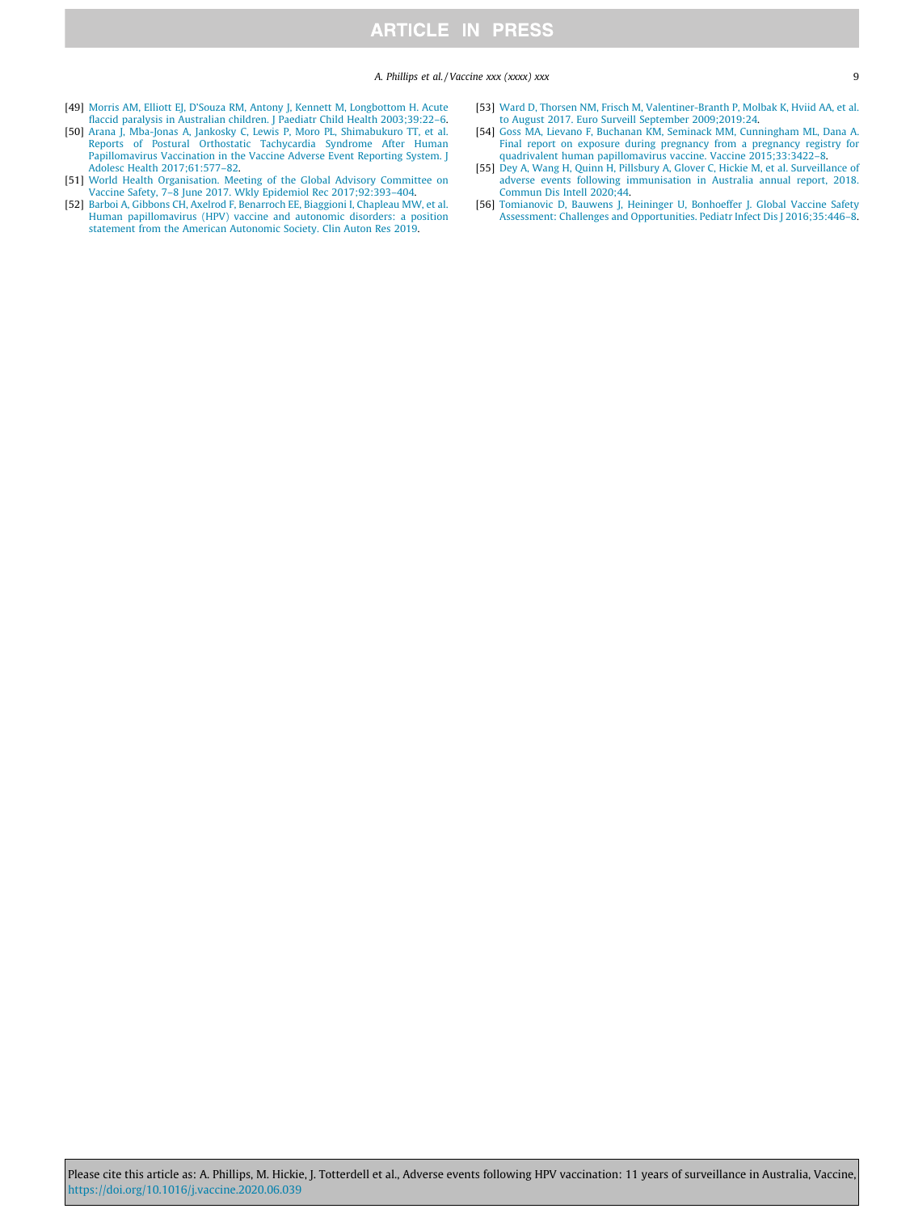[49] Morris AM, Elliott EJ, D'Souza RM, Antony J, Kennett M, Longbottom H. Acute flaccid paralysis in Australian children. J Paediatr Child Health 2003;39:22–6.

[50] Arana J, Mba-Jonas A, Jankosky C, Lewis P, Moro PL, Shimabukuro TT, et al. Reports of Postural Orthostatic Tachycardia Syndrome After Human Papillomavirus Vaccination in the Vaccine Adverse Event Reporting System. J Adolesc Health 2017;61:577–82.

[51] World Health Organisation. Meeting of the Global Advisory Committee on Vaccine Safety, 7–8 June 2017. Wkly Epidemiol Rec 2017;92:393–404.

[52] Barboi A, Gibbons CH, Axelrod F, Benarroch EE, Biaggioni I, Chapleau MW, et al. Human papillomavirus (HPV) vaccine and autonomic disorders: a position statement from the American Autonomic Society. Clin Auton Res 2019.

[53] Ward D, Thorsen NM, Frisch M, Valentiner-Branth P, Molbak K, Hviid AA, et al. to August 2017. Euro Surveill September 2009;2019:24.

[54] Goss MA, Lievano F, Buchanan KM, Seminack MM, Cunningham ML, Dana A. Final report on exposure during pregnancy from a pregnancy registry for quadrivalent human papillomavirus vaccine. Vaccine 2015;33:3422–8.

[55] Dey A, Wang H, Quinn H, Pillsbury A, Glover C, Hickie M, et al. Surveillance of adverse events following immunisation in Australia annual report, 2018. Commun Dis Intell 2020;44.

[56] Tomianovic D, Bauwens J, Heininger U, Bonhoeffer J. Global Vaccine Safety Assessment: Challenges and Opportunities. Pediatr Infect Dis J 2016;35:446–8.

Please cite this article as: A. Phillips, M. Hickie, J. Totterdell et al., Adverse events following HPV vaccination: 11 years of surveillance in Australia, Vaccine, https://doi.org/10.1016/j.vaccine.2020.06.039